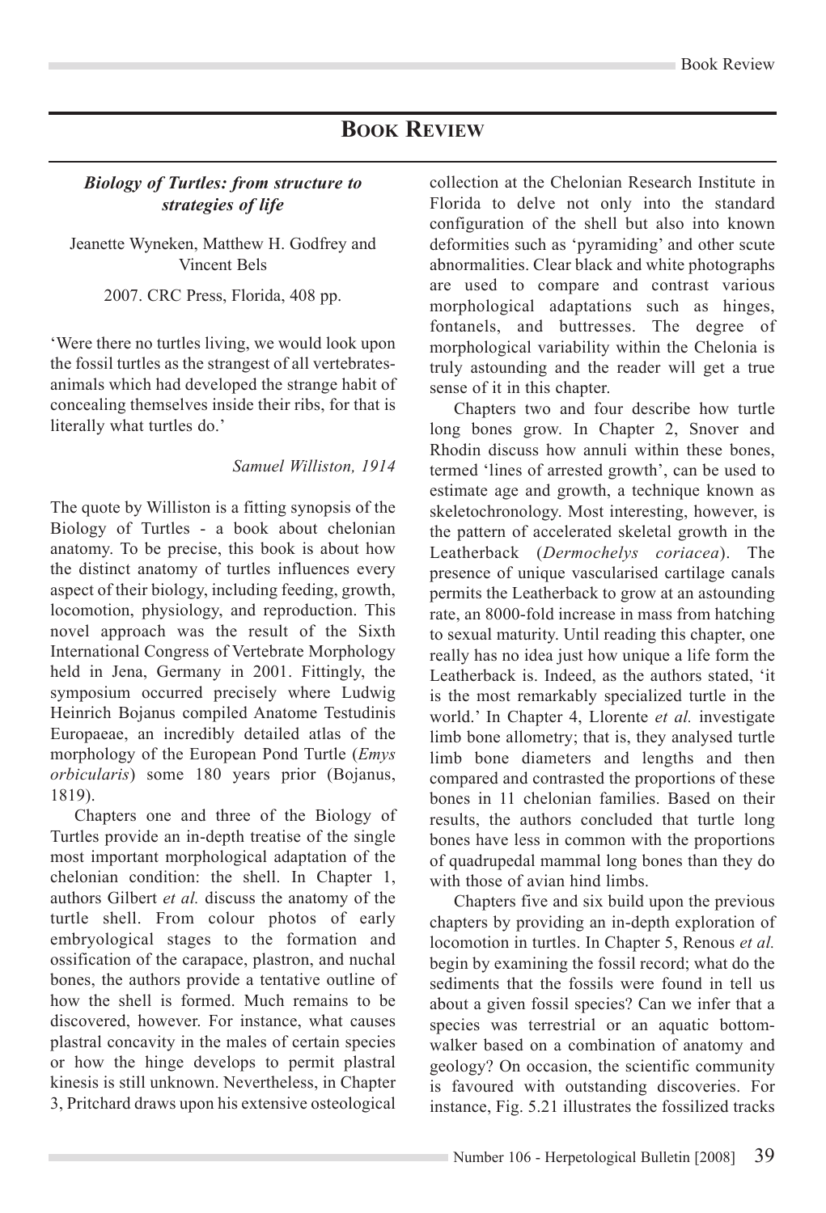# Book Review

***Biology of Turtles: from structure to strategies of life***

Jeanette Wyneken, Matthew H. Godfrey and Vincent Bels

2007. CRC Press, Florida, 408 pp.

'Were there no turtles living, we would look upon the fossil turtles as the strangest of all vertebrates-animals which had developed the strange habit of concealing themselves inside their ribs, for that is literally what turtles do.'

*Samuel Williston, 1914*

The quote by Williston is a fitting synopsis of the Biology of Turtles - a book about chelonian anatomy. To be precise, this book is about how the distinct anatomy of turtles influences every aspect of their biology, including feeding, growth, locomotion, physiology, and reproduction. This novel approach was the result of the Sixth International Congress of Vertebrate Morphology held in Jena, Germany in 2001. Fittingly, the symposium occurred precisely where Ludwig Heinrich Bojanus compiled Anatome Testudinis Europaeae, an incredibly detailed atlas of the morphology of the European Pond Turtle (*Emys orbicularis*) some 180 years prior (Bojanus, 1819).

Chapters one and three of the Biology of Turtles provide an in-depth treatise of the single most important morphological adaptation of the chelonian condition: the shell. In Chapter 1, authors Gilbert *et al.* discuss the anatomy of the turtle shell. From colour photos of early embryological stages to the formation and ossification of the carapace, plastron, and nuchal bones, the authors provide a tentative outline of how the shell is formed. Much remains to be discovered, however. For instance, what causes plastral concavity in the males of certain species or how the hinge develops to permit plastral kinesis is still unknown. Nevertheless, in Chapter 3, Pritchard draws upon his extensive osteological collection at the Chelonian Research Institute in Florida to delve not only into the standard configuration of the shell but also into known deformities such as 'pyramiding' and other scute abnormalities. Clear black and white photographs are used to compare and contrast various morphological adaptations such as hinges, fontanels, and buttresses. The degree of morphological variability within the Chelonia is truly astounding and the reader will get a true sense of it in this chapter.

Chapters two and four describe how turtle long bones grow. In Chapter 2, Snover and Rhodin discuss how annuli within these bones, termed 'lines of arrested growth', can be used to estimate age and growth, a technique known as skeletochronology. Most interesting, however, is the pattern of accelerated skeletal growth in the Leatherback (*Dermochelys coriacea*). The presence of unique vascularised cartilage canals permits the Leatherback to grow at an astounding rate, an 8000-fold increase in mass from hatching to sexual maturity. Until reading this chapter, one really has no idea just how unique a life form the Leatherback is. Indeed, as the authors stated, 'it is the most remarkably specialized turtle in the world.' In Chapter 4, Llorente *et al.* investigate limb bone allometry; that is, they analysed turtle limb bone diameters and lengths and then compared and contrasted the proportions of these bones in 11 chelonian families. Based on their results, the authors concluded that turtle long bones have less in common with the proportions of quadrupedal mammal long bones than they do with those of avian hind limbs.

Chapters five and six build upon the previous chapters by providing an in-depth exploration of locomotion in turtles. In Chapter 5, Renous *et al.* begin by examining the fossil record; what do the sediments that the fossils were found in tell us about a given fossil species? Can we infer that a species was terrestrial or an aquatic bottom-walker based on a combination of anatomy and geology? On occasion, the scientific community is favoured with outstanding discoveries. For instance, Fig. 5.21 illustrates the fossilized tracks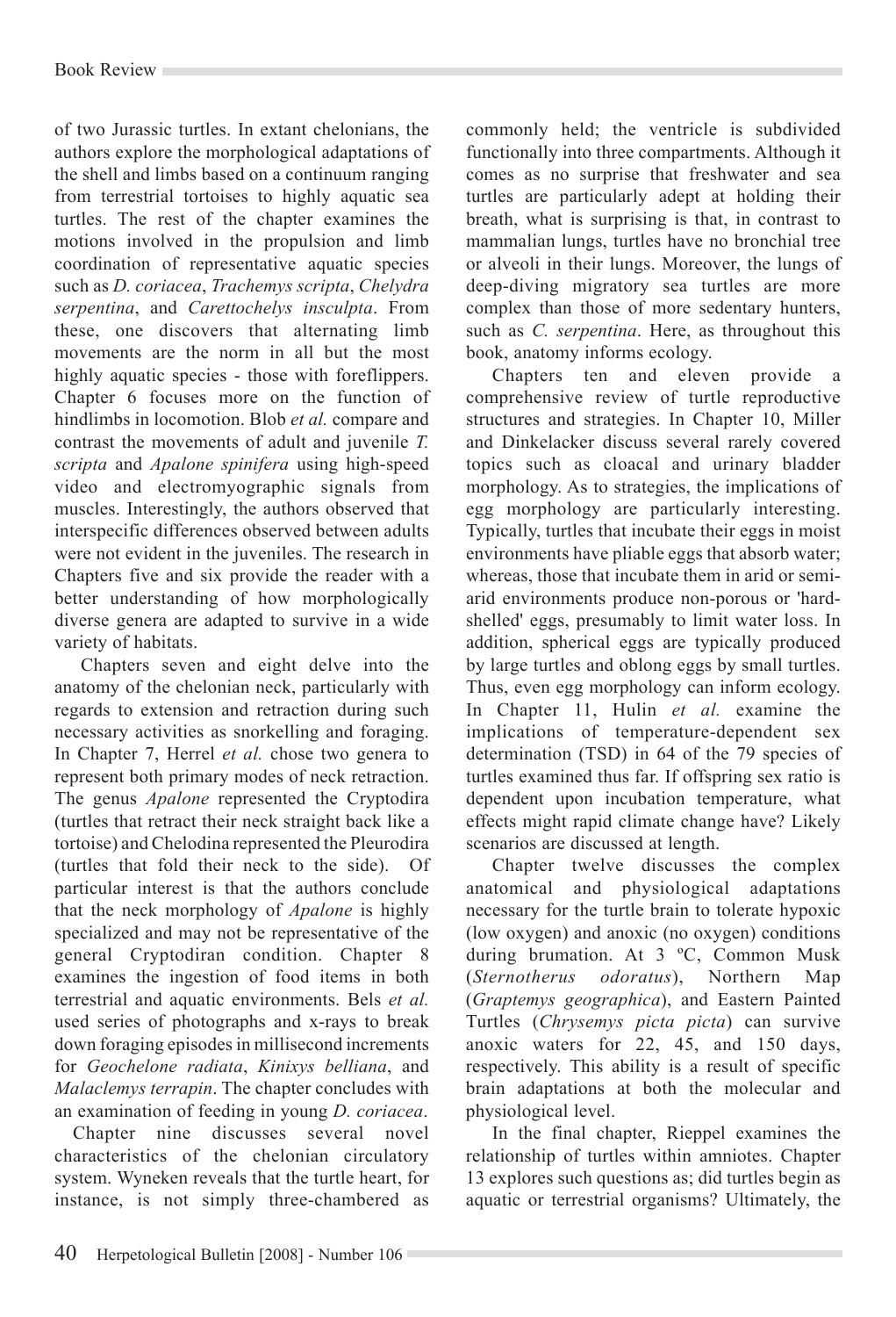of two Jurassic turtles. In extant chelonians, the authors explore the morphological adaptations of the shell and limbs based on a continuum ranging from terrestrial tortoises to highly aquatic sea turtles. The rest of the chapter examines the motions involved in the propulsion and limb coordination of representative aquatic species such as *D. coriacea*, *Trachemys scripta*, *Chelydra serpentina*, and *Carettochelys insculpta*. From these, one discovers that alternating limb movements are the norm in all but the most highly aquatic species - those with foreflippers. Chapter 6 focuses more on the function of hindlimbs in locomotion. Blob *et al.* compare and contrast the movements of adult and juvenile *T. scripta* and *Apalone spinifera* using high-speed video and electromyographic signals from muscles. Interestingly, the authors observed that interspecific differences observed between adults were not evident in the juveniles. The research in Chapters five and six provide the reader with a better understanding of how morphologically diverse genera are adapted to survive in a wide variety of habitats.

Chapters seven and eight delve into the anatomy of the chelonian neck, particularly with regards to extension and retraction during such necessary activities as snorkelling and foraging. In Chapter 7, Herrel *et al.* chose two genera to represent both primary modes of neck retraction. The genus *Apalone* represented the Cryptodira (turtles that retract their neck straight back like a tortoise) and Chelodina represented the Pleurodira (turtles that fold their neck to the side). Of particular interest is that the authors conclude that the neck morphology of *Apalone* is highly specialized and may not be representative of the general Cryptodiran condition. Chapter 8 examines the ingestion of food items in both terrestrial and aquatic environments. Bels *et al.* used series of photographs and x-rays to break down foraging episodes in millisecond increments for *Geochelone radiata*, *Kinixys belliana*, and *Malaclemys terrapin*. The chapter concludes with an examination of feeding in young *D. coriacea*.

Chapter nine discusses several novel characteristics of the chelonian circulatory system. Wyneken reveals that the turtle heart, for instance, is not simply three-chambered as commonly held; the ventricle is subdivided functionally into three compartments. Although it comes as no surprise that freshwater and sea turtles are particularly adept at holding their breath, what is surprising is that, in contrast to mammalian lungs, turtles have no bronchial tree or alveoli in their lungs. Moreover, the lungs of deep-diving migratory sea turtles are more complex than those of more sedentary hunters, such as *C. serpentina*. Here, as throughout this book, anatomy informs ecology.

Chapters ten and eleven provide a comprehensive review of turtle reproductive structures and strategies. In Chapter 10, Miller and Dinkelacker discuss several rarely covered topics such as cloacal and urinary bladder morphology. As to strategies, the implications of egg morphology are particularly interesting. Typically, turtles that incubate their eggs in moist environments have pliable eggs that absorb water; whereas, those that incubate them in arid or semi-arid environments produce non-porous or 'hard-shelled' eggs, presumably to limit water loss. In addition, spherical eggs are typically produced by large turtles and oblong eggs by small turtles. Thus, even egg morphology can inform ecology. In Chapter 11, Hulin *et al.* examine the implications of temperature-dependent sex determination (TSD) in 64 of the 79 species of turtles examined thus far. If offspring sex ratio is dependent upon incubation temperature, what effects might rapid climate change have? Likely scenarios are discussed at length.

Chapter twelve discusses the complex anatomical and physiological adaptations necessary for the turtle brain to tolerate hypoxic (low oxygen) and anoxic (no oxygen) conditions during brumation. At 3 ºC, Common Musk (*Sternotherus odoratus*), Northern Map (*Graptemys geographica*), and Eastern Painted Turtles (*Chrysemys picta picta*) can survive anoxic waters for 22, 45, and 150 days, respectively. This ability is a result of specific brain adaptations at both the molecular and physiological level.

In the final chapter, Rieppel examines the relationship of turtles within amniotes. Chapter 13 explores such questions as; did turtles begin as aquatic or terrestrial organisms? Ultimately, the